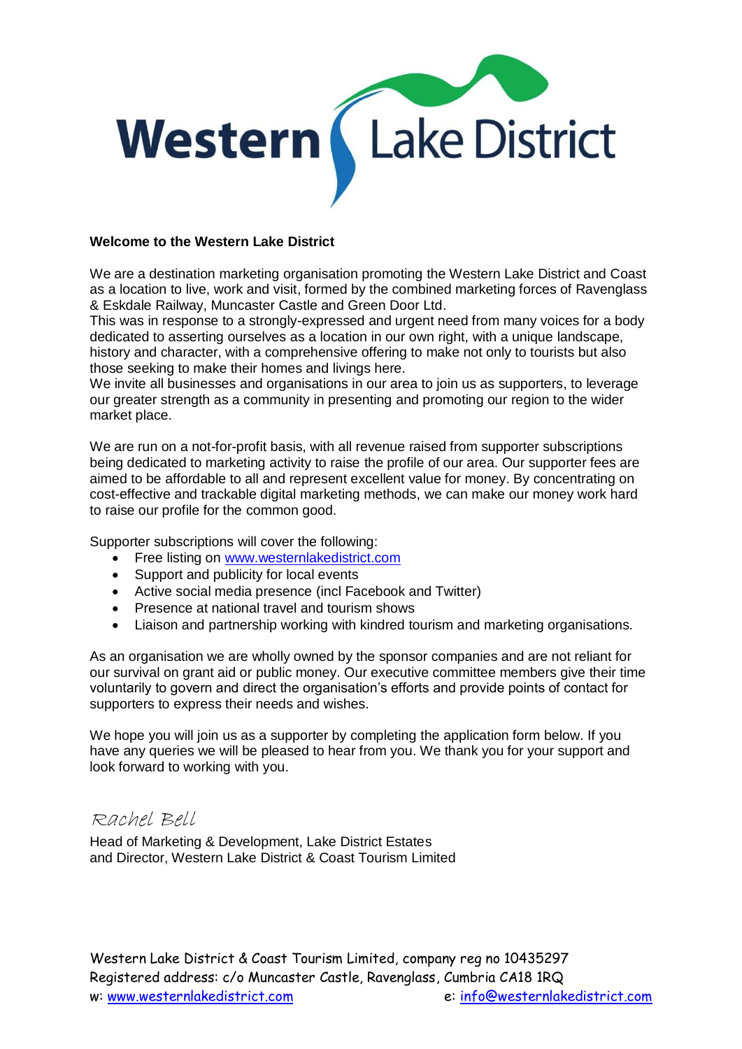# Western Lake District

**Welcome to the Western Lake District**

We are a destination marketing organisation promoting the Western Lake District and Coast as a location to live, work and visit, formed by the combined marketing forces of Ravenglass & Eskdale Railway, Muncaster Castle and Green Door Ltd.
This was in response to a strongly-expressed and urgent need from many voices for a body dedicated to asserting ourselves as a location in our own right, with a unique landscape, history and character, with a comprehensive offering to make not only to tourists but also those seeking to make their homes and livings here.
We invite all businesses and organisations in our area to join us as supporters, to leverage our greater strength as a community in presenting and promoting our region to the wider market place.

We are run on a not-for-profit basis, with all revenue raised from supporter subscriptions being dedicated to marketing activity to raise the profile of our area. Our supporter fees are aimed to be affordable to all and represent excellent value for money. By concentrating on cost-effective and trackable digital marketing methods, we can make our money work hard to raise our profile for the common good.

Supporter subscriptions will cover the following:

- Free listing on www.westernlakedistrict.com
- Support and publicity for local events
- Active social media presence (incl Facebook and Twitter)
- Presence at national travel and tourism shows
- Liaison and partnership working with kindred tourism and marketing organisations.

As an organisation we are wholly owned by the sponsor companies and are not reliant for our survival on grant aid or public money. Our executive committee members give their time voluntarily to govern and direct the organisation's efforts and provide points of contact for supporters to express their needs and wishes.

We hope you will join us as a supporter by completing the application form below. If you have any queries we will be pleased to hear from you. We thank you for your support and look forward to working with you.

*Rachel Bell*

Head of Marketing & Development, Lake District Estates
and Director, Western Lake District & Coast Tourism Limited

Western Lake District & Coast Tourism Limited, company reg no 10435297
Registered address: c/o Muncaster Castle, Ravenglass, Cumbria CA18 1RQ
w: www.westernlakedistrict.com e: info@westernlakedistrict.com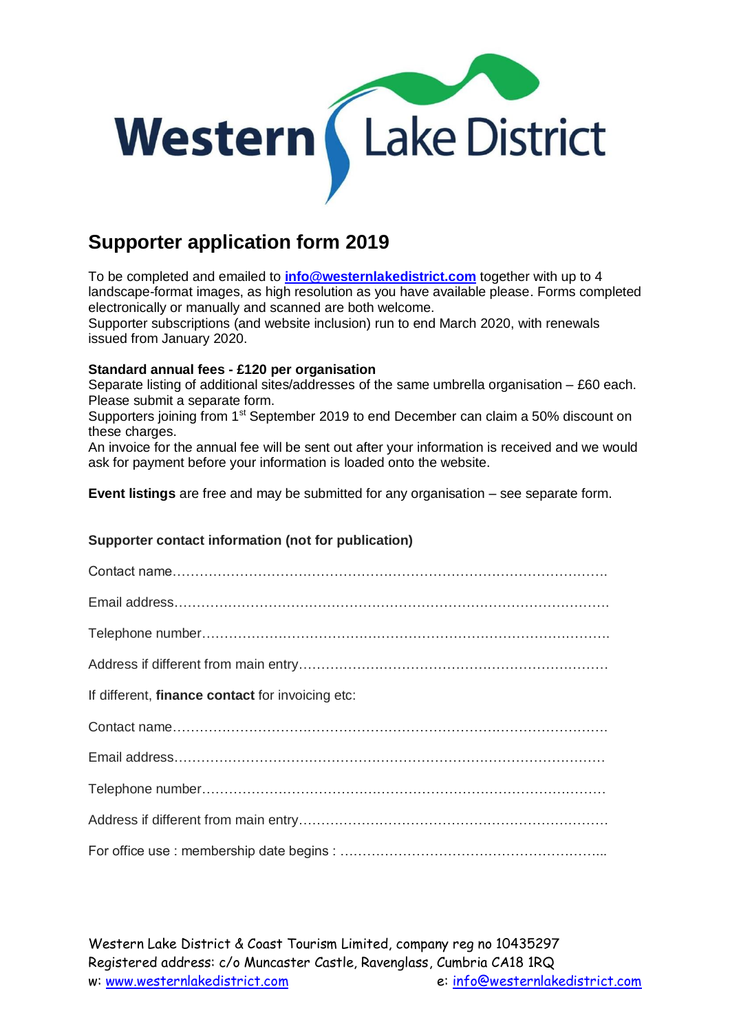Western Lake District

## Supporter application form 2019

To be completed and emailed to **info@westernlakedistrict.com** together with up to 4 landscape-format images, as high resolution as you have available please. Forms completed electronically or manually and scanned are both welcome.
Supporter subscriptions (and website inclusion) run to end March 2020, with renewals issued from January 2020.

**Standard annual fees - £120 per organisation**
Separate listing of additional sites/addresses of the same umbrella organisation – £60 each. Please submit a separate form.
Supporters joining from 1st September 2019 to end December can claim a 50% discount on these charges.
An invoice for the annual fee will be sent out after your information is received and we would ask for payment before your information is loaded onto the website.

**Event listings** are free and may be submitted for any organisation – see separate form.

**Supporter contact information (not for publication)**

Contact name……………………………………………………………………………………

Email address……………………………………………………………………………………

Telephone number………………………………………………………………………………

Address if different from main entry…………………………………………………………

If different, **finance contact** for invoicing etc:

Contact name……………………………………………………………………………………

Email address……………………………………………………………………………………

Telephone number………………………………………………………………………………

Address if different from main entry…………………………………………………………

For office use : membership date begins : …………………………………………………..

Western Lake District & Coast Tourism Limited, company reg no 10435297
Registered address: c/o Muncaster Castle, Ravenglass, Cumbria CA18 1RQ
w: www.westernlakedistrict.com e: info@westernlakedistrict.com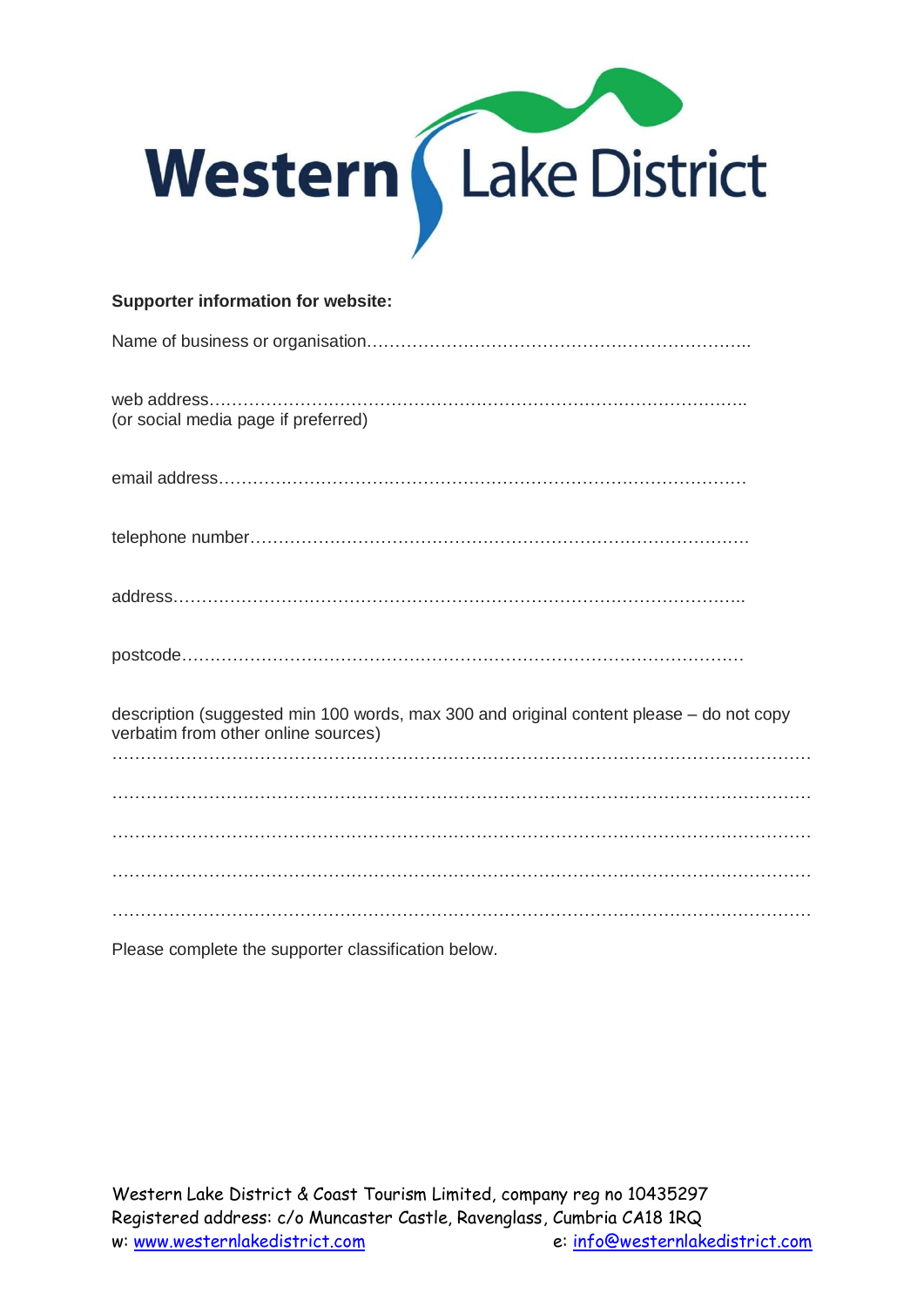Western Lake District

**Supporter information for website:**

Name of business or organisation…………………………………………………………..

web address……………………………………………………………………………….
(or social media page if preferred)

email address………………………………………………………………………………

telephone number…………………………………………………………………………

address……………………………………………………………………………………..

postcode……………………………………………………………………………………

description (suggested min 100 words, max 300 and original content please – do not copy verbatim from other online sources)

……………………………………………………………………………………………………

……………………………………………………………………………………………………

……………………………………………………………………………………………………

……………………………………………………………………………………………………

……………………………………………………………………………………………………

Please complete the supporter classification below.

Western Lake District & Coast Tourism Limited, company reg no 10435297
Registered address: c/o Muncaster Castle, Ravenglass, Cumbria CA18 1RQ
w: www.westernlakedistrict.com e: info@westernlakedistrict.com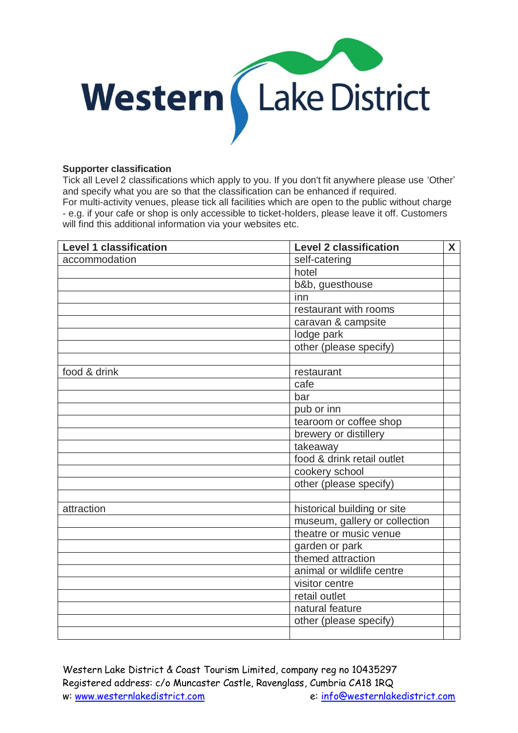Western Lake District

**Supporter classification**

Tick all Level 2 classifications which apply to you. If you don't fit anywhere please use 'Other' and specify what you are so that the classification can be enhanced if required.
For multi-activity venues, please tick all facilities which are open to the public without charge - e.g. if your cafe or shop is only accessible to ticket-holders, please leave it off. Customers will find this additional information via your websites etc.

| Level 1 classification | Level 2 classification | X |
|---|---|---|
| accommodation | self-catering | |
| | hotel | |
| | b&b, guesthouse | |
| | inn | |
| | restaurant with rooms | |
| | caravan & campsite | |
| | lodge park | |
| | other (please specify) | |
| | | |
| food & drink | restaurant | |
| | cafe | |
| | bar | |
| | pub or inn | |
| | tearoom or coffee shop | |
| | brewery or distillery | |
| | takeaway | |
| | food & drink retail outlet | |
| | cookery school | |
| | other (please specify) | |
| | | |
| attraction | historical building or site | |
| | museum, gallery or collection | |
| | theatre or music venue | |
| | garden or park | |
| | themed attraction | |
| | animal or wildlife centre | |
| | visitor centre | |
| | retail outlet | |
| | natural feature | |
| | other (please specify) | |
| | | |

Western Lake District & Coast Tourism Limited, company reg no 10435297
Registered address: c/o Muncaster Castle, Ravenglass, Cumbria CA18 1RQ
w: www.westernlakedistrict.com e: info@westernlakedistrict.com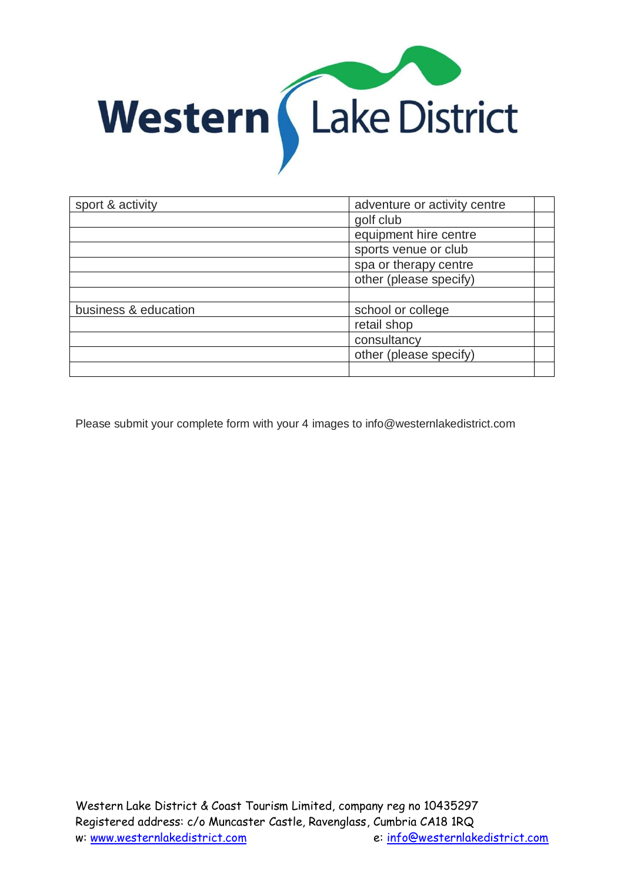Western Lake District

| | | |
|---|---|---|
| sport & activity | adventure or activity centre | |
| | golf club | |
| | equipment hire centre | |
| | sports venue or club | |
| | spa or therapy centre | |
| | other (please specify) | |
| | | |
| business & education | school or college | |
| | retail shop | |
| | consultancy | |
| | other (please specify) | |
| | | |

Please submit your complete form with your 4 images to info@westernlakedistrict.com

Western Lake District & Coast Tourism Limited, company reg no 10435297
Registered address: c/o Muncaster Castle, Ravenglass, Cumbria CA18 1RQ
w: www.westernlakedistrict.com e: info@westernlakedistrict.com